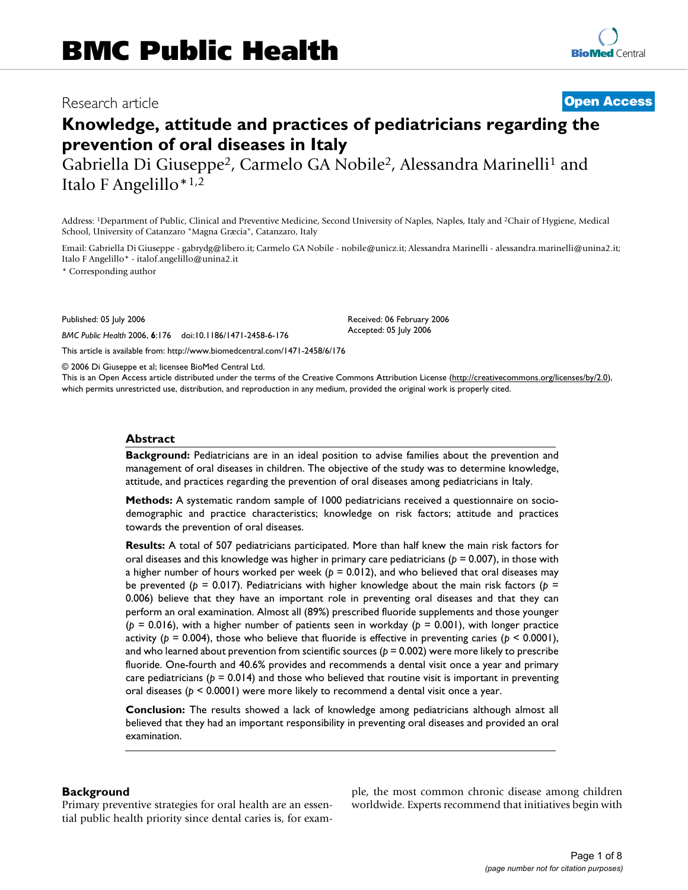# Knowledge, attitude and practices of pediatricians regarding the prevention of oral diseases in Italy

Gabriella Di Giuseppe[2], Carmelo GA Nobile[2], Alessandra Marinelli[1] and Italo F Angelillo*[1,2]

Address: [1]Department of Public, Clinical and Preventive Medicine, Second University of Naples, Naples, Italy and [2]Chair of Hygiene, Medical School, University of Catanzaro "Magna Græcia", Catanzaro, Italy

Email: Gabriella Di Giuseppe - gabrydg@libero.it; Carmelo GA Nobile - nobile@unicz.it; Alessandra Marinelli - alessandra.marinelli@unina2.it; Italo F Angelillo* - italof.angelillo@unina2.it

* Corresponding author

Published: 05 July 2006

*BMC Public Health* 2006, **6**:176 doi:10.1186/1471-2458-6-176

Received: 06 February 2006
Accepted: 05 July 2006

This article is available from: http://www.biomedcentral.com/1471-2458/6/176

© 2006 Di Giuseppe et al; licensee BioMed Central Ltd.

This is an Open Access article distributed under the terms of the Creative Commons Attribution License (http://creativecommons.org/licenses/by/2.0), which permits unrestricted use, distribution, and reproduction in any medium, provided the original work is properly cited.

## Abstract

**Background:** Pediatricians are in an ideal position to advise families about the prevention and management of oral diseases in children. The objective of the study was to determine knowledge, attitude, and practices regarding the prevention of oral diseases among pediatricians in Italy.

**Methods:** A systematic random sample of 1000 pediatricians received a questionnaire on socio-demographic and practice characteristics; knowledge on risk factors; attitude and practices towards the prevention of oral diseases.

**Results:** A total of 507 pediatricians participated. More than half knew the main risk factors for oral diseases and this knowledge was higher in primary care pediatricians ($p = 0.007$), in those with a higher number of hours worked per week ($p = 0.012$), and who believed that oral diseases may be prevented ($p = 0.017$). Pediatricians with higher knowledge about the main risk factors ($p = 0.006$) believe that they have an important role in preventing oral diseases and that they can perform an oral examination. Almost all (89%) prescribed fluoride supplements and those younger ($p = 0.016$), with a higher number of patients seen in workday ($p = 0.001$), with longer practice activity ($p = 0.004$), those who believe that fluoride is effective in preventing caries ($p < 0.0001$), and who learned about prevention from scientific sources ($p = 0.002$) were more likely to prescribe fluoride. One-fourth and 40.6% provides and recommends a dental visit once a year and primary care pediatricians ($p = 0.014$) and those who believed that routine visit is important in preventing oral diseases ($p < 0.0001$) were more likely to recommend a dental visit once a year.

**Conclusion:** The results showed a lack of knowledge among pediatricians although almost all believed that they had an important responsibility in preventing oral diseases and provided an oral examination.

## Background

Primary preventive strategies for oral health are an essential public health priority since dental caries is, for example, the most common chronic disease among children worldwide. Experts recommend that initiatives begin with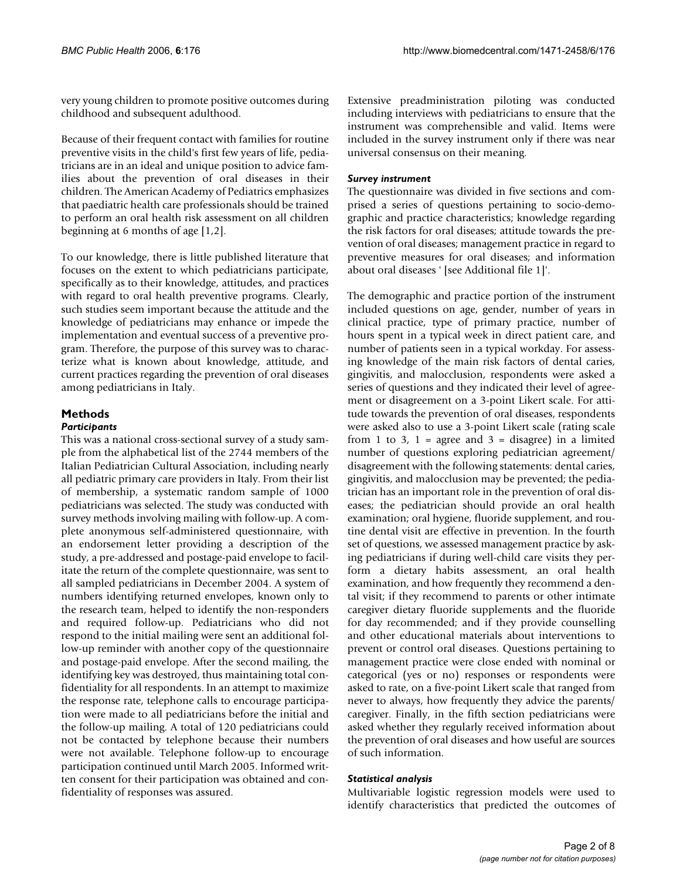very young children to promote positive outcomes during childhood and subsequent adulthood.

Because of their frequent contact with families for routine preventive visits in the child's first few years of life, pediatricians are in an ideal and unique position to advice families about the prevention of oral diseases in their children. The American Academy of Pediatrics emphasizes that paediatric health care professionals should be trained to perform an oral health risk assessment on all children beginning at 6 months of age [1,2].

To our knowledge, there is little published literature that focuses on the extent to which pediatricians participate, specifically as to their knowledge, attitudes, and practices with regard to oral health preventive programs. Clearly, such studies seem important because the attitude and the knowledge of pediatricians may enhance or impede the implementation and eventual success of a preventive program. Therefore, the purpose of this survey was to characterize what is known about knowledge, attitude, and current practices regarding the prevention of oral diseases among pediatricians in Italy.

## Methods

### *Participants*

This was a national cross-sectional survey of a study sample from the alphabetical list of the 2744 members of the Italian Pediatrician Cultural Association, including nearly all pediatric primary care providers in Italy. From their list of membership, a systematic random sample of 1000 pediatricians was selected. The study was conducted with survey methods involving mailing with follow-up. A complete anonymous self-administered questionnaire, with an endorsement letter providing a description of the study, a pre-addressed and postage-paid envelope to facilitate the return of the complete questionnaire, was sent to all sampled pediatricians in December 2004. A system of numbers identifying returned envelopes, known only to the research team, helped to identify the non-responders and required follow-up. Pediatricians who did not respond to the initial mailing were sent an additional follow-up reminder with another copy of the questionnaire and postage-paid envelope. After the second mailing, the identifying key was destroyed, thus maintaining total confidentiality for all respondents. In an attempt to maximize the response rate, telephone calls to encourage participation were made to all pediatricians before the initial and the follow-up mailing. A total of 120 pediatricians could not be contacted by telephone because their numbers were not available. Telephone follow-up to encourage participation continued until March 2005. Informed written consent for their participation was obtained and confidentiality of responses was assured.

Extensive preadministration piloting was conducted including interviews with pediatricians to ensure that the instrument was comprehensible and valid. Items were included in the survey instrument only if there was near universal consensus on their meaning.

### *Survey instrument*

The questionnaire was divided in five sections and comprised a series of questions pertaining to socio-demographic and practice characteristics; knowledge regarding the risk factors for oral diseases; attitude towards the prevention of oral diseases; management practice in regard to preventive measures for oral diseases; and information about oral diseases ' [see Additional file 1]'.

The demographic and practice portion of the instrument included questions on age, gender, number of years in clinical practice, type of primary practice, number of hours spent in a typical week in direct patient care, and number of patients seen in a typical workday. For assessing knowledge of the main risk factors of dental caries, gingivitis, and malocclusion, respondents were asked a series of questions and they indicated their level of agreement or disagreement on a 3-point Likert scale. For attitude towards the prevention of oral diseases, respondents were asked also to use a 3-point Likert scale (rating scale from 1 to 3, 1 = agree and 3 = disagree) in a limited number of questions exploring pediatrician agreement/disagreement with the following statements: dental caries, gingivitis, and malocclusion may be prevented; the pediatrician has an important role in the prevention of oral diseases; the pediatrician should provide an oral health examination; oral hygiene, fluoride supplement, and routine dental visit are effective in prevention. In the fourth set of questions, we assessed management practice by asking pediatricians if during well-child care visits they perform a dietary habits assessment, an oral health examination, and how frequently they recommend a dental visit; if they recommend to parents or other intimate caregiver dietary fluoride supplements and the fluoride for day recommended; and if they provide counselling and other educational materials about interventions to prevent or control oral diseases. Questions pertaining to management practice were close ended with nominal or categorical (yes or no) responses or respondents were asked to rate, on a five-point Likert scale that ranged from never to always, how frequently they advice the parents/caregiver. Finally, in the fifth section pediatricians were asked whether they regularly received information about the prevention of oral diseases and how useful are sources of such information.

### *Statistical analysis*

Multivariable logistic regression models were used to identify characteristics that predicted the outcomes of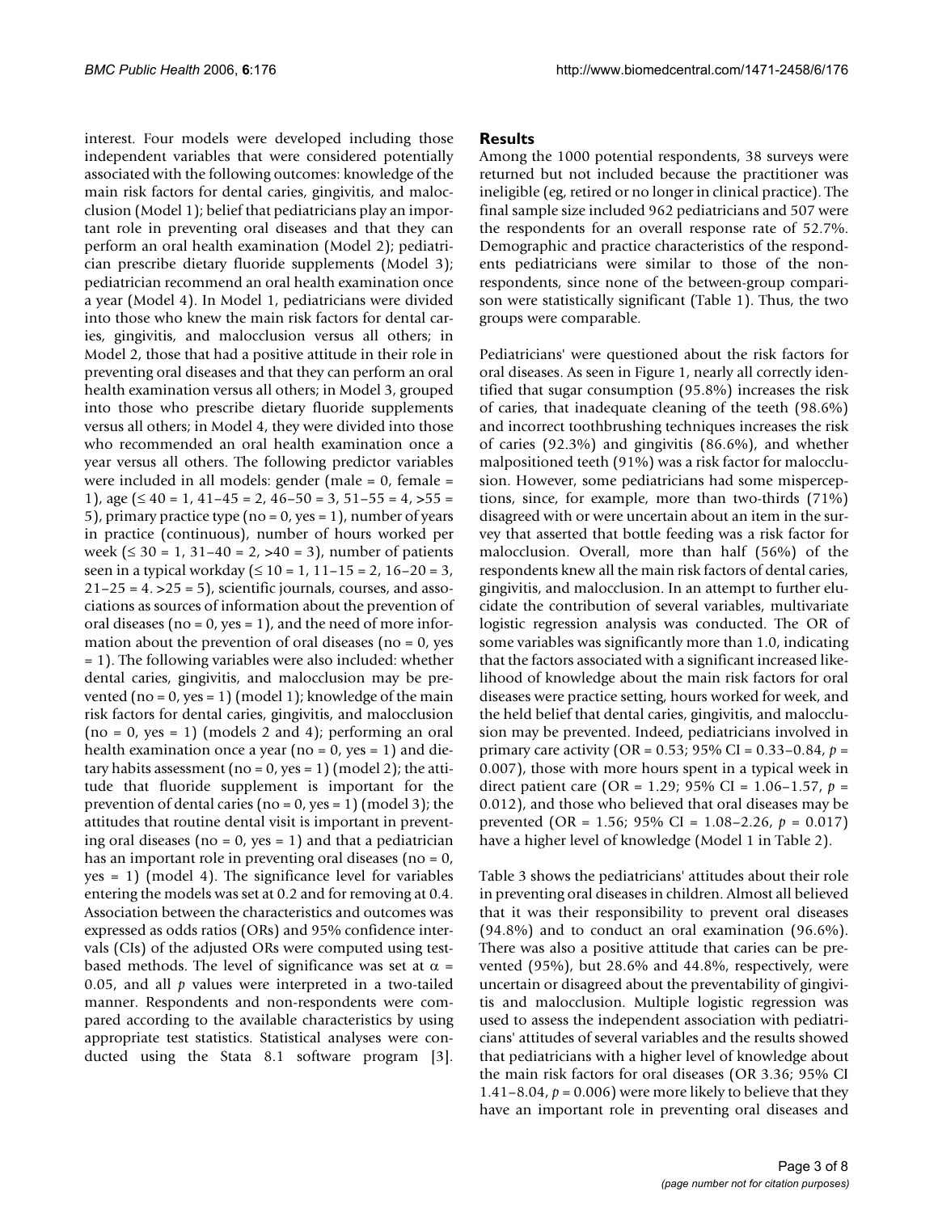interest. Four models were developed including those independent variables that were considered potentially associated with the following outcomes: knowledge of the main risk factors for dental caries, gingivitis, and malocclusion (Model 1); belief that pediatricians play an important role in preventing oral diseases and that they can perform an oral health examination (Model 2); pediatrician prescribe dietary fluoride supplements (Model 3); pediatrician recommend an oral health examination once a year (Model 4). In Model 1, pediatricians were divided into those who knew the main risk factors for dental caries, gingivitis, and malocclusion versus all others; in Model 2, those that had a positive attitude in their role in preventing oral diseases and that they can perform an oral health examination versus all others; in Model 3, grouped into those who prescribe dietary fluoride supplements versus all others; in Model 4, they were divided into those who recommended an oral health examination once a year versus all others. The following predictor variables were included in all models: gender (male = 0, female = 1), age (≤ 40 = 1, 41–45 = 2, 46–50 = 3, 51–55 = 4, >55 = 5), primary practice type (no = 0, yes = 1), number of years in practice (continuous), number of hours worked per week (≤ 30 = 1, 31–40 = 2, >40 = 3), number of patients seen in a typical workday (≤ 10 = 1, 11–15 = 2, 16–20 = 3, 21–25 = 4. >25 = 5), scientific journals, courses, and associations as sources of information about the prevention of oral diseases (no = 0, yes = 1), and the need of more information about the prevention of oral diseases (no = 0, yes = 1). The following variables were also included: whether dental caries, gingivitis, and malocclusion may be prevented (no = 0, yes = 1) (model 1); knowledge of the main risk factors for dental caries, gingivitis, and malocclusion (no = 0, yes = 1) (models 2 and 4); performing an oral health examination once a year (no = 0, yes = 1) and dietary habits assessment (no = 0, yes = 1) (model 2); the attitude that fluoride supplement is important for the prevention of dental caries (no = 0, yes = 1) (model 3); the attitudes that routine dental visit is important in preventing oral diseases (no = 0, yes = 1) and that a pediatrician has an important role in preventing oral diseases (no = 0, yes = 1) (model 4). The significance level for variables entering the models was set at 0.2 and for removing at 0.4. Association between the characteristics and outcomes was expressed as odds ratios (ORs) and 95% confidence intervals (CIs) of the adjusted ORs were computed using test-based methods. The level of significance was set at $\alpha$ = 0.05, and all *p* values were interpreted in a two-tailed manner. Respondents and non-respondents were compared according to the available characteristics by using appropriate test statistics. Statistical analyses were conducted using the Stata 8.1 software program [3].

## Results

Among the 1000 potential respondents, 38 surveys were returned but not included because the practitioner was ineligible (eg, retired or no longer in clinical practice). The final sample size included 962 pediatricians and 507 were the respondents for an overall response rate of 52.7%. Demographic and practice characteristics of the respondents pediatricians were similar to those of the non-respondents, since none of the between-group comparison were statistically significant (Table 1). Thus, the two groups were comparable.

Pediatricians' were questioned about the risk factors for oral diseases. As seen in Figure 1, nearly all correctly identified that sugar consumption (95.8%) increases the risk of caries, that inadequate cleaning of the teeth (98.6%) and incorrect toothbrushing techniques increases the risk of caries (92.3%) and gingivitis (86.6%), and whether malpositioned teeth (91%) was a risk factor for malocclusion. However, some pediatricians had some misperceptions, since, for example, more than two-thirds (71%) disagreed with or were uncertain about an item in the survey that asserted that bottle feeding was a risk factor for malocclusion. Overall, more than half (56%) of the respondents knew all the main risk factors of dental caries, gingivitis, and malocclusion. In an attempt to further elucidate the contribution of several variables, multivariate logistic regression analysis was conducted. The OR of some variables was significantly more than 1.0, indicating that the factors associated with a significant increased likelihood of knowledge about the main risk factors for oral diseases were practice setting, hours worked for week, and the held belief that dental caries, gingivitis, and malocclusion may be prevented. Indeed, pediatricians involved in primary care activity (OR = 0.53; 95% CI = 0.33–0.84, *p* = 0.007), those with more hours spent in a typical week in direct patient care (OR = 1.29; 95% CI = 1.06–1.57, *p* = 0.012), and those who believed that oral diseases may be prevented (OR = 1.56; 95% CI = 1.08–2.26, *p* = 0.017) have a higher level of knowledge (Model 1 in Table 2).

Table 3 shows the pediatricians' attitudes about their role in preventing oral diseases in children. Almost all believed that it was their responsibility to prevent oral diseases (94.8%) and to conduct an oral examination (96.6%). There was also a positive attitude that caries can be prevented (95%), but 28.6% and 44.8%, respectively, were uncertain or disagreed about the preventability of gingivitis and malocclusion. Multiple logistic regression was used to assess the independent association with pediatricians' attitudes of several variables and the results showed that pediatricians with a higher level of knowledge about the main risk factors for oral diseases (OR 3.36; 95% CI 1.41–8.04, *p* = 0.006) were more likely to believe that they have an important role in preventing oral diseases and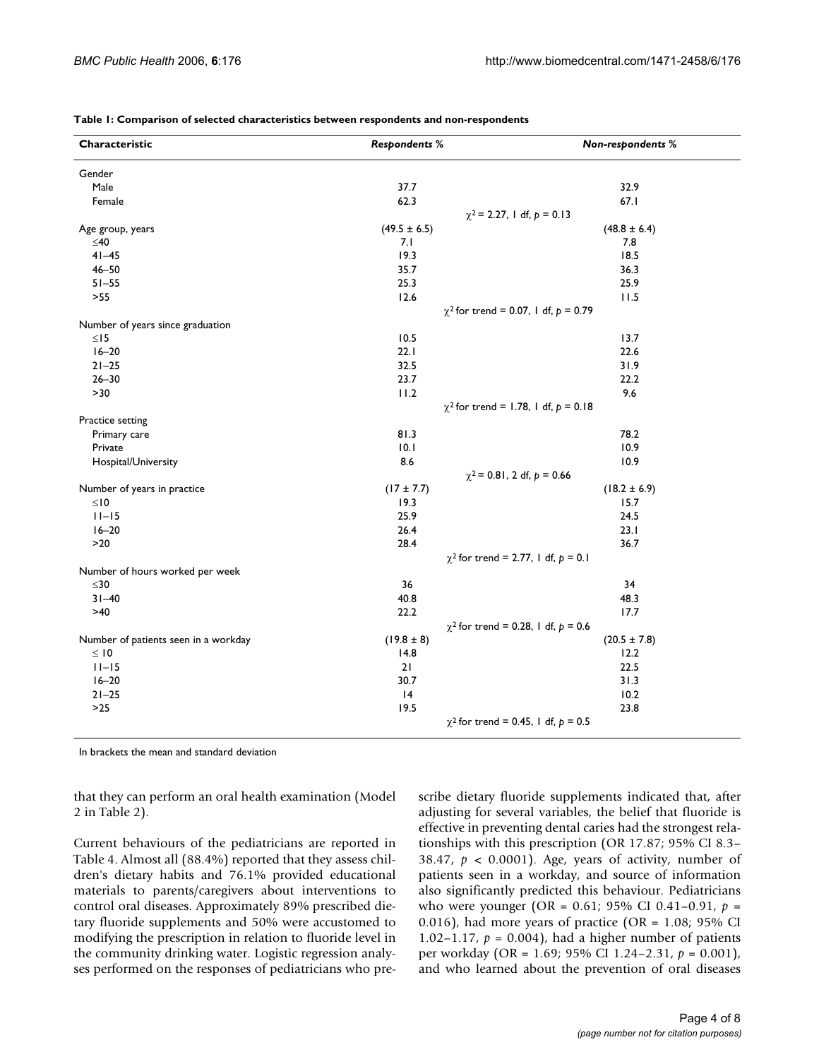**Table 1: Comparison of selected characteristics between respondents and non-respondents**

| Characteristic | *Respondents %* | | *Non-respondents %* |
|---|---|---|---|
| Gender | | | |
| Male | 37.7 | | 32.9 |
| Female | 62.3 | | 67.1 |
| | | $\chi^2 = 2.27$, 1 df, $p = 0.13$ | |
| Age group, years | (49.5 ± 6.5) | | (48.8 ± 6.4) |
| ≤40 | 7.1 | | 7.8 |
| 41–45 | 19.3 | | 18.5 |
| 46–50 | 35.7 | | 36.3 |
| 51–55 | 25.3 | | 25.9 |
| >55 | 12.6 | | 11.5 |
| | | $\chi^2$ for trend = 0.07, 1 df, $p = 0.79$ | |
| Number of years since graduation | | | |
| ≤15 | 10.5 | | 13.7 |
| 16–20 | 22.1 | | 22.6 |
| 21–25 | 32.5 | | 31.9 |
| 26–30 | 23.7 | | 22.2 |
| >30 | 11.2 | | 9.6 |
| | | $\chi^2$ for trend = 1.78, 1 df, $p = 0.18$ | |
| Practice setting | | | |
| Primary care | 81.3 | | 78.2 |
| Private | 10.1 | | 10.9 |
| Hospital/University | 8.6 | | 10.9 |
| | | $\chi^2 = 0.81$, 2 df, $p = 0.66$ | |
| Number of years in practice | (17 ± 7.7) | | (18.2 ± 6.9) |
| ≤10 | 19.3 | | 15.7 |
| 11–15 | 25.9 | | 24.5 |
| 16–20 | 26.4 | | 23.1 |
| >20 | 28.4 | | 36.7 |
| | | $\chi^2$ for trend = 2.77, 1 df, $p = 0.1$ | |
| Number of hours worked per week | | | |
| ≤30 | 36 | | 34 |
| 31–40 | 40.8 | | 48.3 |
| >40 | 22.2 | | 17.7 |
| | | $\chi^2$ for trend = 0.28, 1 df, $p = 0.6$ | |
| Number of patients seen in a workday | (19.8 ± 8) | | (20.5 ± 7.8) |
| ≤ 10 | 14.8 | | 12.2 |
| 11–15 | 21 | | 22.5 |
| 16–20 | 30.7 | | 31.3 |
| 21–25 | 14 | | 10.2 |
| >25 | 19.5 | | 23.8 |
| | | $\chi^2$ for trend = 0.45, 1 df, $p = 0.5$ | |

In brackets the mean and standard deviation

that they can perform an oral health examination (Model 2 in Table 2).

Current behaviours of the pediatricians are reported in Table 4. Almost all (88.4%) reported that they assess children's dietary habits and 76.1% provided educational materials to parents/caregivers about interventions to control oral diseases. Approximately 89% prescribed dietary fluoride supplements and 50% were accustomed to modifying the prescription in relation to fluoride level in the community drinking water. Logistic regression analyses performed on the responses of pediatricians who prescribe dietary fluoride supplements indicated that, after adjusting for several variables, the belief that fluoride is effective in preventing dental caries had the strongest relationships with this prescription (OR 17.87; 95% CI 8.3–38.47, $p < 0.0001$). Age, years of activity, number of patients seen in a workday, and source of information also significantly predicted this behaviour. Pediatricians who were younger (OR = 0.61; 95% CI 0.41–0.91, $p = 0.016$), had more years of practice (OR = 1.08; 95% CI 1.02–1.17, $p = 0.004$), had a higher number of patients per workday (OR = 1.69; 95% CI 1.24–2.31, $p = 0.001$), and who learned about the prevention of oral diseases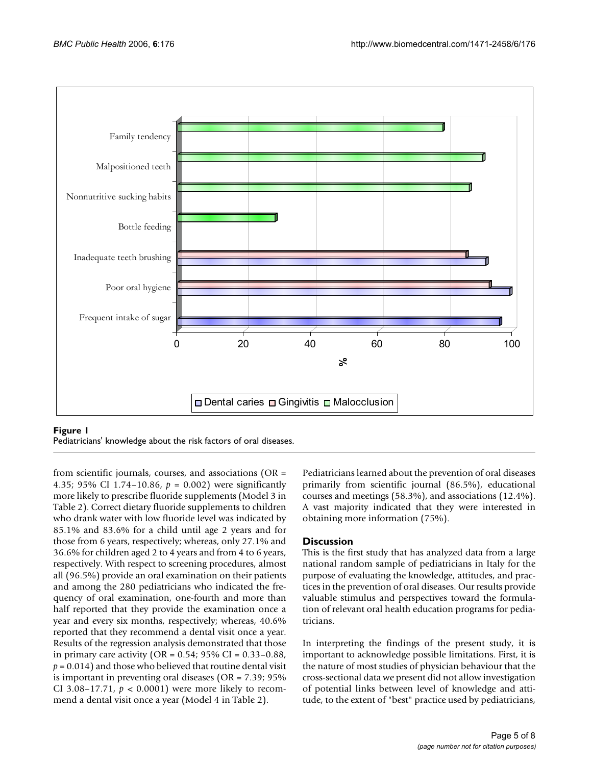**Figure 1**
Pediatricians' knowledge about the risk factors of oral diseases.

from scientific journals, courses, and associations (OR = 4.35; 95% CI 1.74–10.86, $p = 0.002$) were significantly more likely to prescribe fluoride supplements (Model 3 in Table 2). Correct dietary fluoride supplements to children who drank water with low fluoride level was indicated by 85.1% and 83.6% for a child until age 2 years and for those from 6 years, respectively; whereas, only 27.1% and 36.6% for children aged 2 to 4 years and from 4 to 6 years, respectively. With respect to screening procedures, almost all (96.5%) provide an oral examination on their patients and among the 280 pediatricians who indicated the frequency of oral examination, one-fourth and more than half reported that they provide the examination once a year and every six months, respectively; whereas, 40.6% reported that they recommend a dental visit once a year. Results of the regression analysis demonstrated that those in primary care activity (OR = 0.54; 95% CI = 0.33–0.88, $p = 0.014$) and those who believed that routine dental visit is important in preventing oral diseases (OR = 7.39; 95% CI 3.08–17.71, $p < 0.0001$) were more likely to recommend a dental visit once a year (Model 4 in Table 2).

Pediatricians learned about the prevention of oral diseases primarily from scientific journal (86.5%), educational courses and meetings (58.3%), and associations (12.4%). A vast majority indicated that they were interested in obtaining more information (75%).

## Discussion

This is the first study that has analyzed data from a large national random sample of pediatricians in Italy for the purpose of evaluating the knowledge, attitudes, and practices in the prevention of oral diseases. Our results provide valuable stimulus and perspectives toward the formulation of relevant oral health education programs for pediatricians.

In interpreting the findings of the present study, it is important to acknowledge possible limitations. First, it is the nature of most studies of physician behaviour that the cross-sectional data we present did not allow investigation of potential links between level of knowledge and attitude, to the extent of "best" practice used by pediatricians,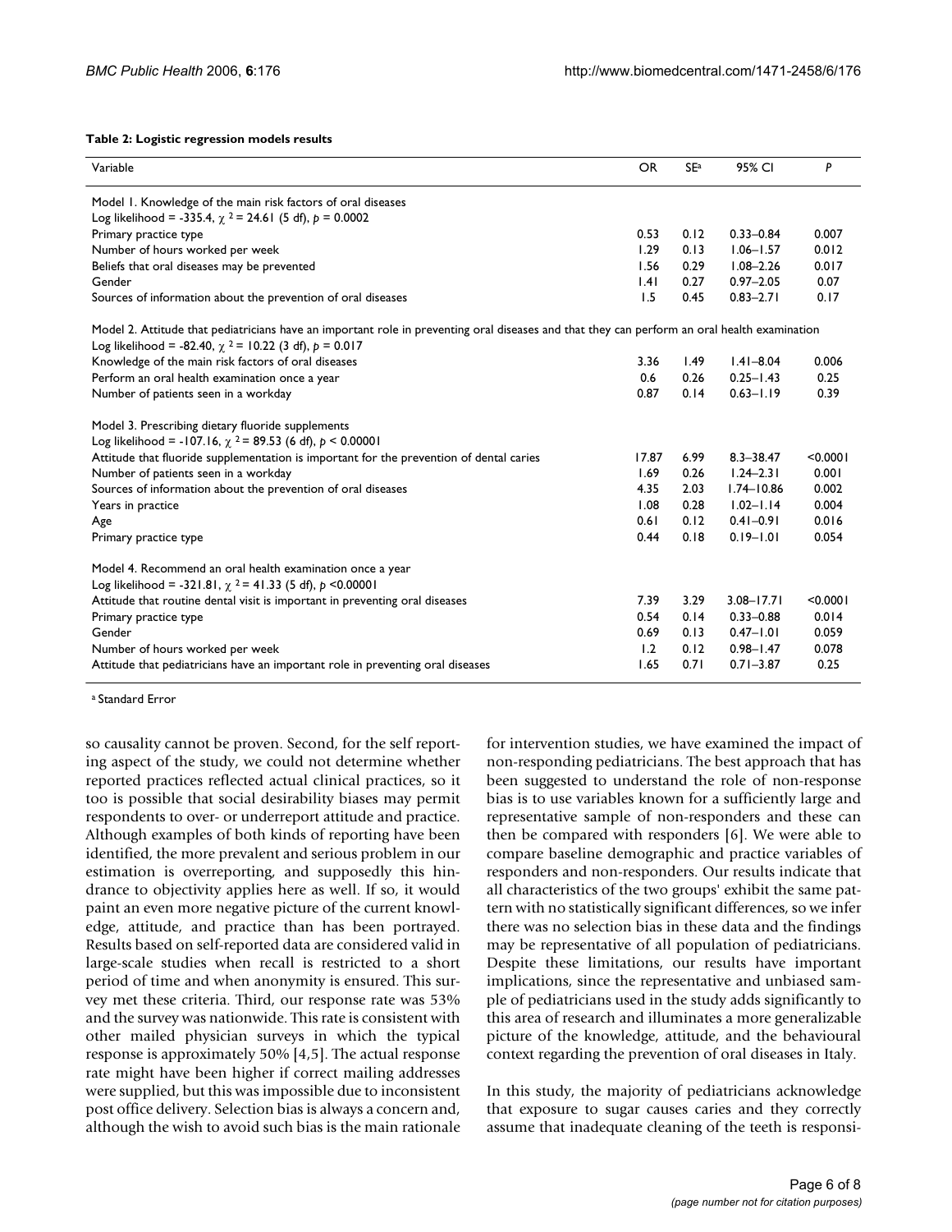**Table 2: Logistic regression models results**

| Variable | OR | SE[a] | 95% CI | *P* |
| --- | --- | --- | --- | --- |
| Model 1. Knowledge of the main risk factors of oral diseases | | | | |
| Log likelihood = -335.4, $\chi^2 = 24.61$ (5 df), $p = 0.0002$ | | | | |
| Primary practice type | 0.53 | 0.12 | 0.33–0.84 | 0.007 |
| Number of hours worked per week | 1.29 | 0.13 | 1.06–1.57 | 0.012 |
| Beliefs that oral diseases may be prevented | 1.56 | 0.29 | 1.08–2.26 | 0.017 |
| Gender | 1.41 | 0.27 | 0.97–2.05 | 0.07 |
| Sources of information about the prevention of oral diseases | 1.5 | 0.45 | 0.83–2.71 | 0.17 |
| Model 2. Attitude that pediatricians have an important role in preventing oral diseases and that they can perform an oral health examination | | | | |
| Log likelihood = -82.40, $\chi^2 = 10.22$ (3 df), $p = 0.017$ | | | | |
| Knowledge of the main risk factors of oral diseases | 3.36 | 1.49 | 1.41–8.04 | 0.006 |
| Perform an oral health examination once a year | 0.6 | 0.26 | 0.25–1.43 | 0.25 |
| Number of patients seen in a workday | 0.87 | 0.14 | 0.63–1.19 | 0.39 |
| Model 3. Prescribing dietary fluoride supplements | | | | |
| Log likelihood = -107.16, $\chi^2 = 89.53$ (6 df), $p < 0.00001$ | | | | |
| Attitude that fluoride supplementation is important for the prevention of dental caries | 17.87 | 6.99 | 8.3–38.47 | <0.0001 |
| Number of patients seen in a workday | 1.69 | 0.26 | 1.24–2.31 | 0.001 |
| Sources of information about the prevention of oral diseases | 4.35 | 2.03 | 1.74–10.86 | 0.002 |
| Years in practice | 1.08 | 0.28 | 1.02–1.14 | 0.004 |
| Age | 0.61 | 0.12 | 0.41–0.91 | 0.016 |
| Primary practice type | 0.44 | 0.18 | 0.19–1.01 | 0.054 |
| Model 4. Recommend an oral health examination once a year | | | | |
| Log likelihood = -321.81, $\chi^2 = 41.33$ (5 df), $p < 0.00001$ | | | | |
| Attitude that routine dental visit is important in preventing oral diseases | 7.39 | 3.29 | 3.08–17.71 | <0.0001 |
| Primary practice type | 0.54 | 0.14 | 0.33–0.88 | 0.014 |
| Gender | 0.69 | 0.13 | 0.47–1.01 | 0.059 |
| Number of hours worked per week | 1.2 | 0.12 | 0.98–1.47 | 0.078 |
| Attitude that pediatricians have an important role in preventing oral diseases | 1.65 | 0.71 | 0.71–3.87 | 0.25 |

[a] Standard Error

so causality cannot be proven. Second, for the self reporting aspect of the study, we could not determine whether reported practices reflected actual clinical practices, so it too is possible that social desirability biases may permit respondents to over- or underreport attitude and practice. Although examples of both kinds of reporting have been identified, the more prevalent and serious problem in our estimation is overreporting, and supposedly this hindrance to objectivity applies here as well. If so, it would paint an even more negative picture of the current knowledge, attitude, and practice than has been portrayed. Results based on self-reported data are considered valid in large-scale studies when recall is restricted to a short period of time and when anonymity is ensured. This survey met these criteria. Third, our response rate was 53% and the survey was nationwide. This rate is consistent with other mailed physician surveys in which the typical response is approximately 50% [4,5]. The actual response rate might have been higher if correct mailing addresses were supplied, but this was impossible due to inconsistent post office delivery. Selection bias is always a concern and, although the wish to avoid such bias is the main rationale for intervention studies, we have examined the impact of non-responding pediatricians. The best approach that has been suggested to understand the role of non-response bias is to use variables known for a sufficiently large and representative sample of non-responders and these can then be compared with responders [6]. We were able to compare baseline demographic and practice variables of responders and non-responders. Our results indicate that all characteristics of the two groups' exhibit the same pattern with no statistically significant differences, so we infer there was no selection bias in these data and the findings may be representative of all population of pediatricians. Despite these limitations, our results have important implications, since the representative and unbiased sample of pediatricians used in the study adds significantly to this area of research and illuminates a more generalizable picture of the knowledge, attitude, and the behavioural context regarding the prevention of oral diseases in Italy.

In this study, the majority of pediatricians acknowledge that exposure to sugar causes caries and they correctly assume that inadequate cleaning of the teeth is responsi-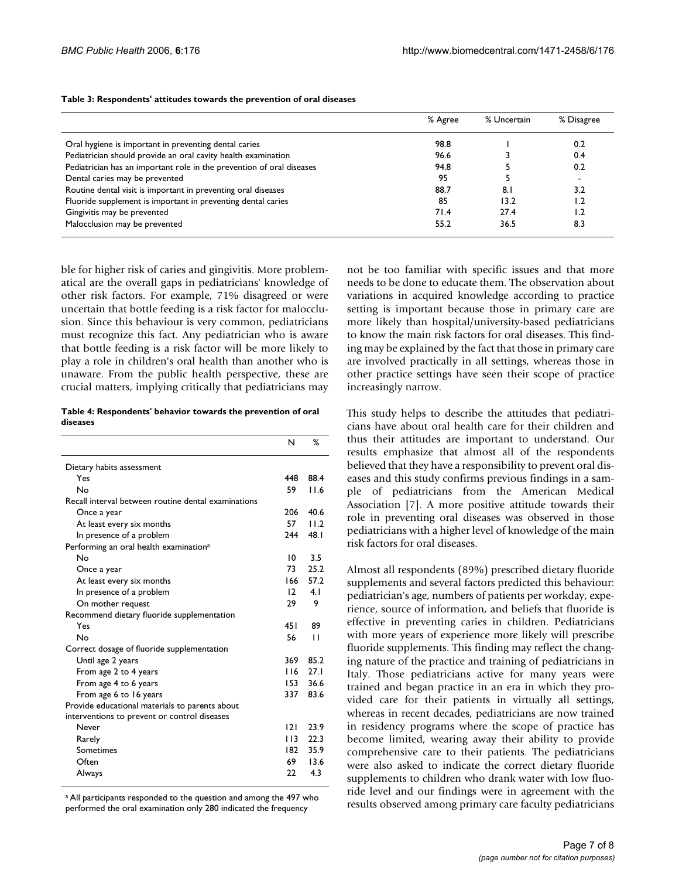**Table 3: Respondents' attitudes towards the prevention of oral diseases**

|  | % Agree | % Uncertain | % Disagree |
|---|---|---|---|
| Oral hygiene is important in preventing dental caries | 98.8 | 1 | 0.2 |
| Pediatrician should provide an oral cavity health examination | 96.6 | 3 | 0.4 |
| Pediatrician has an important role in the prevention of oral diseases | 94.8 | 5 | 0.2 |
| Dental caries may be prevented | 95 | 5 | - |
| Routine dental visit is important in preventing oral diseases | 88.7 | 8.1 | 3.2 |
| Fluoride supplement is important in preventing dental caries | 85 | 13.2 | 1.2 |
| Gingivitis may be prevented | 71.4 | 27.4 | 1.2 |
| Malocclusion may be prevented | 55.2 | 36.5 | 8.3 |

ble for higher risk of caries and gingivitis. More problematical are the overall gaps in pediatricians' knowledge of other risk factors. For example, 71% disagreed or were uncertain that bottle feeding is a risk factor for malocclusion. Since this behaviour is very common, pediatricians must recognize this fact. Any pediatrician who is aware that bottle feeding is a risk factor will be more likely to play a role in children's oral health than another who is unaware. From the public health perspective, these are crucial matters, implying critically that pediatricians may not be too familiar with specific issues and that more needs to be done to educate them. The observation about variations in acquired knowledge according to practice setting is important because those in primary care are more likely than hospital/university-based pediatricians to know the main risk factors for oral diseases. This finding may be explained by the fact that those in primary care are involved practically in all settings, whereas those in other practice settings have seen their scope of practice increasingly narrow.

**Table 4: Respondents' behavior towards the prevention of oral diseases**

|  | N | % |
|---|---|---|
| Dietary habits assessment | | |
| Yes | 448 | 88.4 |
| No | 59 | 11.6 |
| Recall interval between routine dental examinations | | |
| Once a year | 206 | 40.6 |
| At least every six months | 57 | 11.2 |
| In presence of a problem | 244 | 48.1 |
| Performing an oral health examination[a] | | |
| No | 10 | 3.5 |
| Once a year | 73 | 25.2 |
| At least every six months | 166 | 57.2 |
| In presence of a problem | 12 | 4.1 |
| On mother request | 29 | 9 |
| Recommend dietary fluoride supplementation | | |
| Yes | 451 | 89 |
| No | 56 | 11 |
| Correct dosage of fluoride supplementation | | |
| Until age 2 years | 369 | 85.2 |
| From age 2 to 4 years | 116 | 27.1 |
| From age 4 to 6 years | 153 | 36.6 |
| From age 6 to 16 years | 337 | 83.6 |
| Provide educational materials to parents about interventions to prevent or control diseases | | |
| Never | 121 | 23.9 |
| Rarely | 113 | 22.3 |
| Sometimes | 182 | 35.9 |
| Often | 69 | 13.6 |
| Always | 22 | 4.3 |

[a] All participants responded to the question and among the 497 who performed the oral examination only 280 indicated the frequency

This study helps to describe the attitudes that pediatricians have about oral health care for their children and thus their attitudes are important to understand. Our results emphasize that almost all of the respondents believed that they have a responsibility to prevent oral diseases and this study confirms previous findings in a sample of pediatricians from the American Medical Association [7]. A more positive attitude towards their role in preventing oral diseases was observed in those pediatricians with a higher level of knowledge of the main risk factors for oral diseases.

Almost all respondents (89%) prescribed dietary fluoride supplements and several factors predicted this behaviour: pediatrician's age, numbers of patients per workday, experience, source of information, and beliefs that fluoride is effective in preventing caries in children. Pediatricians with more years of experience more likely will prescribe fluoride supplements. This finding may reflect the changing nature of the practice and training of pediatricians in Italy. Those pediatricians active for many years were trained and began practice in an era in which they provided care for their patients in virtually all settings, whereas in recent decades, pediatricians are now trained in residency programs where the scope of practice has become limited, wearing away their ability to provide comprehensive care to their patients. The pediatricians were also asked to indicate the correct dietary fluoride supplements to children who drank water with low fluoride level and our findings were in agreement with the results observed among primary care faculty pediatricians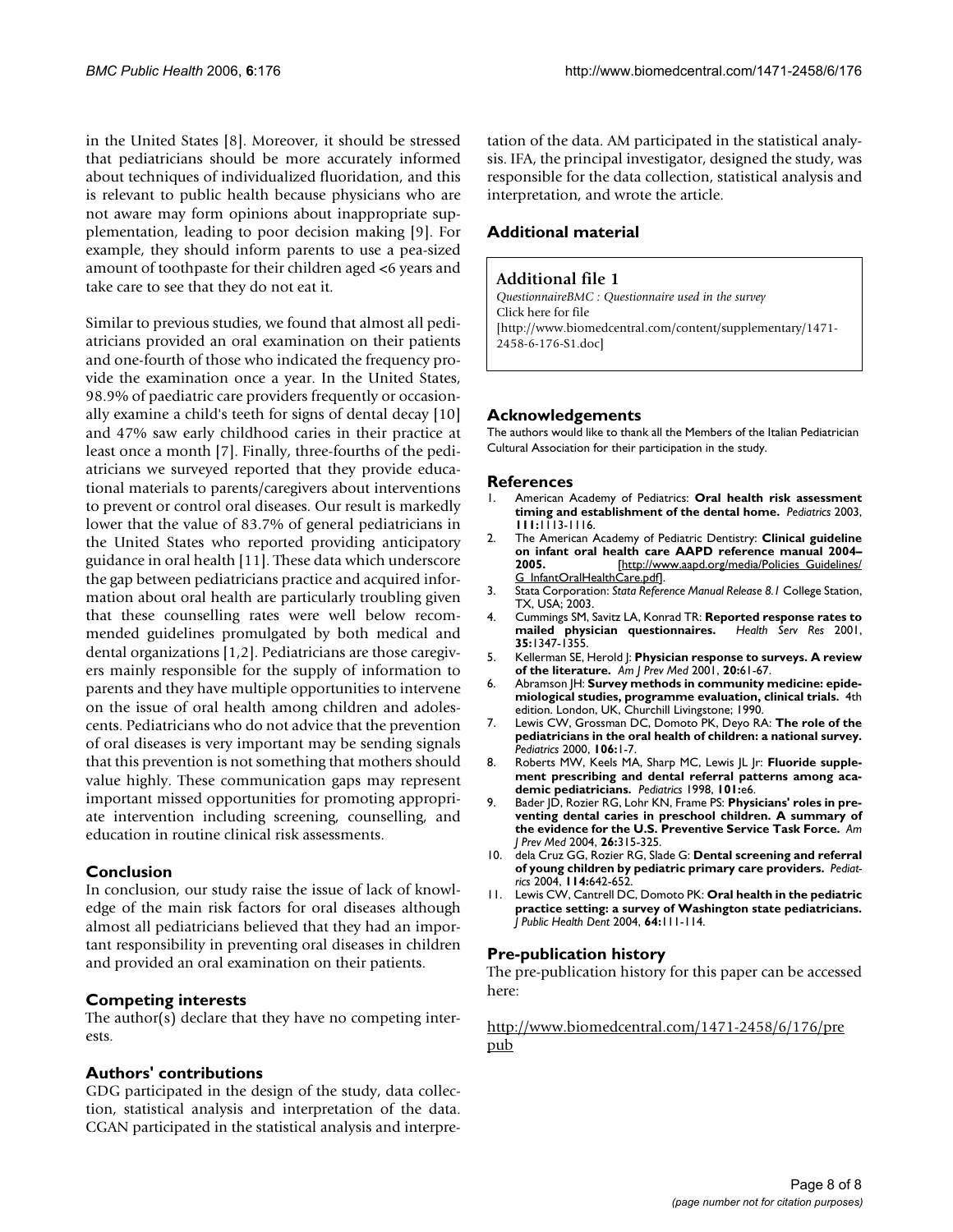in the United States [8]. Moreover, it should be stressed that pediatricians should be more accurately informed about techniques of individualized fluoridation, and this is relevant to public health because physicians who are not aware may form opinions about inappropriate supplementation, leading to poor decision making [9]. For example, they should inform parents to use a pea-sized amount of toothpaste for their children aged <6 years and take care to see that they do not eat it.

Similar to previous studies, we found that almost all pediatricians provided an oral examination on their patients and one-fourth of those who indicated the frequency provide the examination once a year. In the United States, 98.9% of paediatric care providers frequently or occasionally examine a child's teeth for signs of dental decay [10] and 47% saw early childhood caries in their practice at least once a month [7]. Finally, three-fourths of the pediatricians we surveyed reported that they provide educational materials to parents/caregivers about interventions to prevent or control oral diseases. Our result is markedly lower that the value of 83.7% of general pediatricians in the United States who reported providing anticipatory guidance in oral health [11]. These data which underscore the gap between pediatricians practice and acquired information about oral health are particularly troubling given that these counselling rates were well below recommended guidelines promulgated by both medical and dental organizations [1,2]. Pediatricians are those caregivers mainly responsible for the supply of information to parents and they have multiple opportunities to intervene on the issue of oral health among children and adolescents. Pediatricians who do not advice that the prevention of oral diseases is very important may be sending signals that this prevention is not something that mothers should value highly. These communication gaps may represent important missed opportunities for promoting appropriate intervention including screening, counselling, and education in routine clinical risk assessments.

## Conclusion

In conclusion, our study raise the issue of lack of knowledge of the main risk factors for oral diseases although almost all pediatricians believed that they had an important responsibility in preventing oral diseases in children and provided an oral examination on their patients.

## Competing interests

The author(s) declare that they have no competing interests.

## Authors' contributions

GDG participated in the design of the study, data collection, statistical analysis and interpretation of the data. CGAN participated in the statistical analysis and interpretation of the data. AM participated in the statistical analysis. IFA, the principal investigator, designed the study, was responsible for the data collection, statistical analysis and interpretation, and wrote the article.

## Additional material

### Additional file 1

*QuestionnaireBMC : Questionnaire used in the survey*
Click here for file
[http://www.biomedcentral.com/content/supplementary/1471-2458-6-176-S1.doc]

## Acknowledgements

The authors would like to thank all the Members of the Italian Pediatrician Cultural Association for their participation in the study.

## References

1. American Academy of Pediatrics: **Oral health risk assessment timing and establishment of the dental home.** *Pediatrics* 2003, **111:**1113-1116.
2. The American Academy of Pediatric Dentistry: **Clinical guideline on infant oral health care AAPD reference manual 2004–2005.** [http://www.aapd.org/media/Policies_Guidelines/G_InfantOralHealthCare.pdf].
3. Stata Corporation: *Stata Reference Manual Release 8.1* College Station, TX, USA; 2003.
4. Cummings SM, Savitz LA, Konrad TR: **Reported response rates to mailed physician questionnaires.** *Health Serv Res* 2001, **35:**1347-1355.
5. Kellerman SE, Herold J: **Physician response to surveys. A review of the literature.** *Am J Prev Med* 2001, **20:**61-67.
6. Abramson JH: **Survey methods in community medicine: epidemiological studies, programme evaluation, clinical trials.** 4th edition. London, UK, Churchill Livingstone; 1990.
7. Lewis CW, Grossman DC, Domoto PK, Deyo RA: **The role of the pediatricians in the oral health of children: a national survey.** *Pediatrics* 2000, **106:**1-7.
8. Roberts MW, Keels MA, Sharp MC, Lewis JL Jr: **Fluoride supplement prescribing and dental referral patterns among academic pediatricians.** *Pediatrics* 1998, **101:**e6.
9. Bader JD, Rozier RG, Lohr KN, Frame PS: **Physicians' roles in preventing dental caries in preschool children. A summary of the evidence for the U.S. Preventive Service Task Force.** *Am J Prev Med* 2004, **26:**315-325.
10. dela Cruz GG, Rozier RG, Slade G: **Dental screening and referral of young children by pediatric primary care providers.** *Pediatrics* 2004, **114:**642-652.
11. Lewis CW, Cantrell DC, Domoto PK: **Oral health in the pediatric practice setting: a survey of Washington state pediatricians.** *J Public Health Dent* 2004, **64:**111-114.

## Pre-publication history

The pre-publication history for this paper can be accessed here:

http://www.biomedcentral.com/1471-2458/6/176/prepub